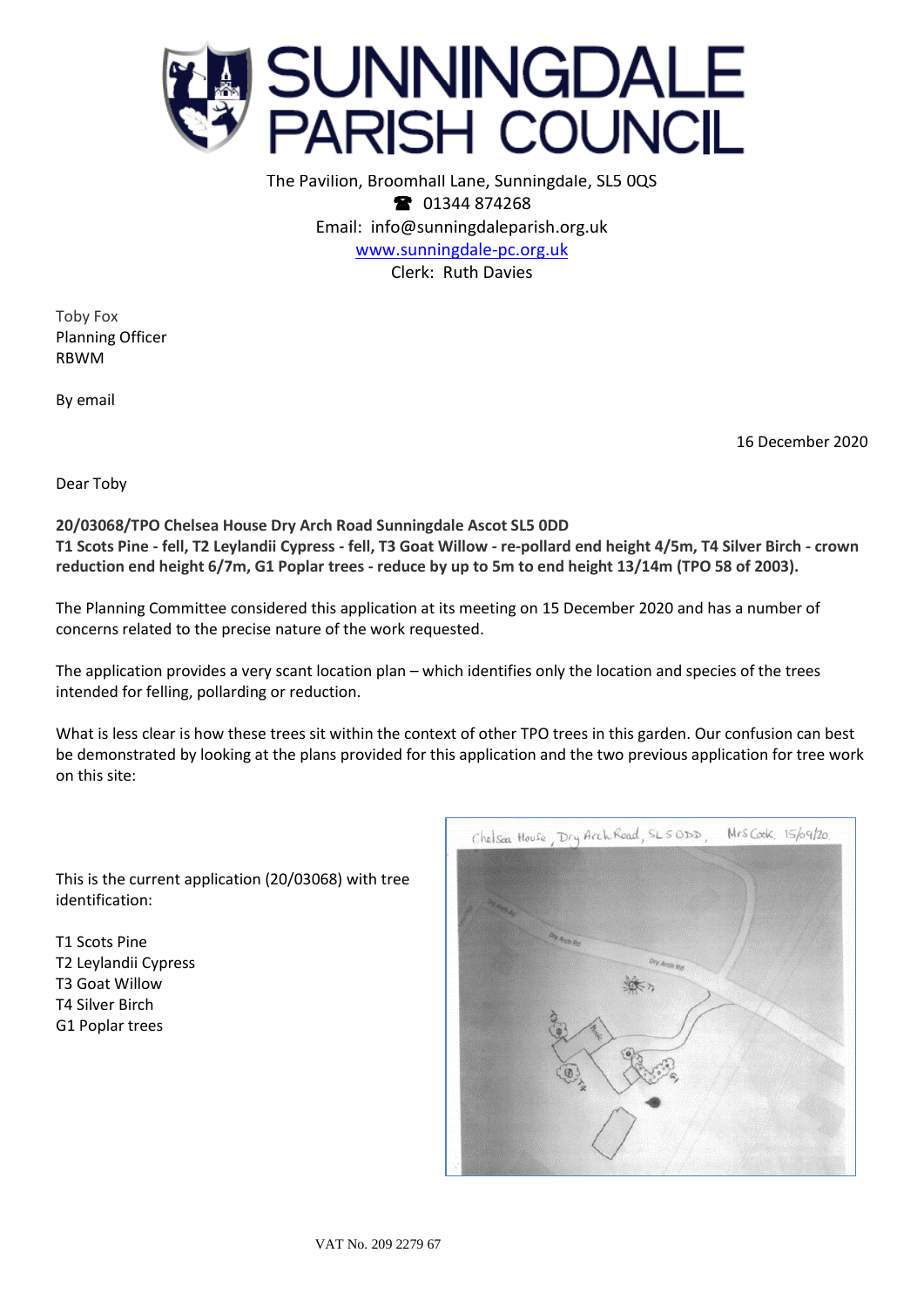# SUNNINGDALE PARISH COUNCIL

The Pavilion, Broomhall Lane, Sunningdale, SL5 0QS
☎ 01344 874268
Email: info@sunningdaleparish.org.uk
www.sunningdale-pc.org.uk
Clerk: Ruth Davies

Toby Fox
Planning Officer
RBWM

By email

16 December 2020

Dear Toby

**20/03068/TPO Chelsea House Dry Arch Road Sunningdale Ascot SL5 0DD**
**T1 Scots Pine - fell, T2 Leylandii Cypress - fell, T3 Goat Willow - re-pollard end height 4/5m, T4 Silver Birch - crown reduction end height 6/7m, G1 Poplar trees - reduce by up to 5m to end height 13/14m (TPO 58 of 2003).**

The Planning Committee considered this application at its meeting on 15 December 2020 and has a number of concerns related to the precise nature of the work requested.

The application provides a very scant location plan – which identifies only the location and species of the trees intended for felling, pollarding or reduction.

What is less clear is how these trees sit within the context of other TPO trees in this garden. Our confusion can best be demonstrated by looking at the plans provided for this application and the two previous application for tree work on this site:

This is the current application (20/03068) with tree identification:

T1 Scots Pine
T2 Leylandii Cypress
T3 Goat Willow
T4 Silver Birch
G1 Poplar trees

Chelsea House, Dry Arch Road, SL5 0DD, Mrs Cook. 15/09/20.

VAT No. 209 2279 67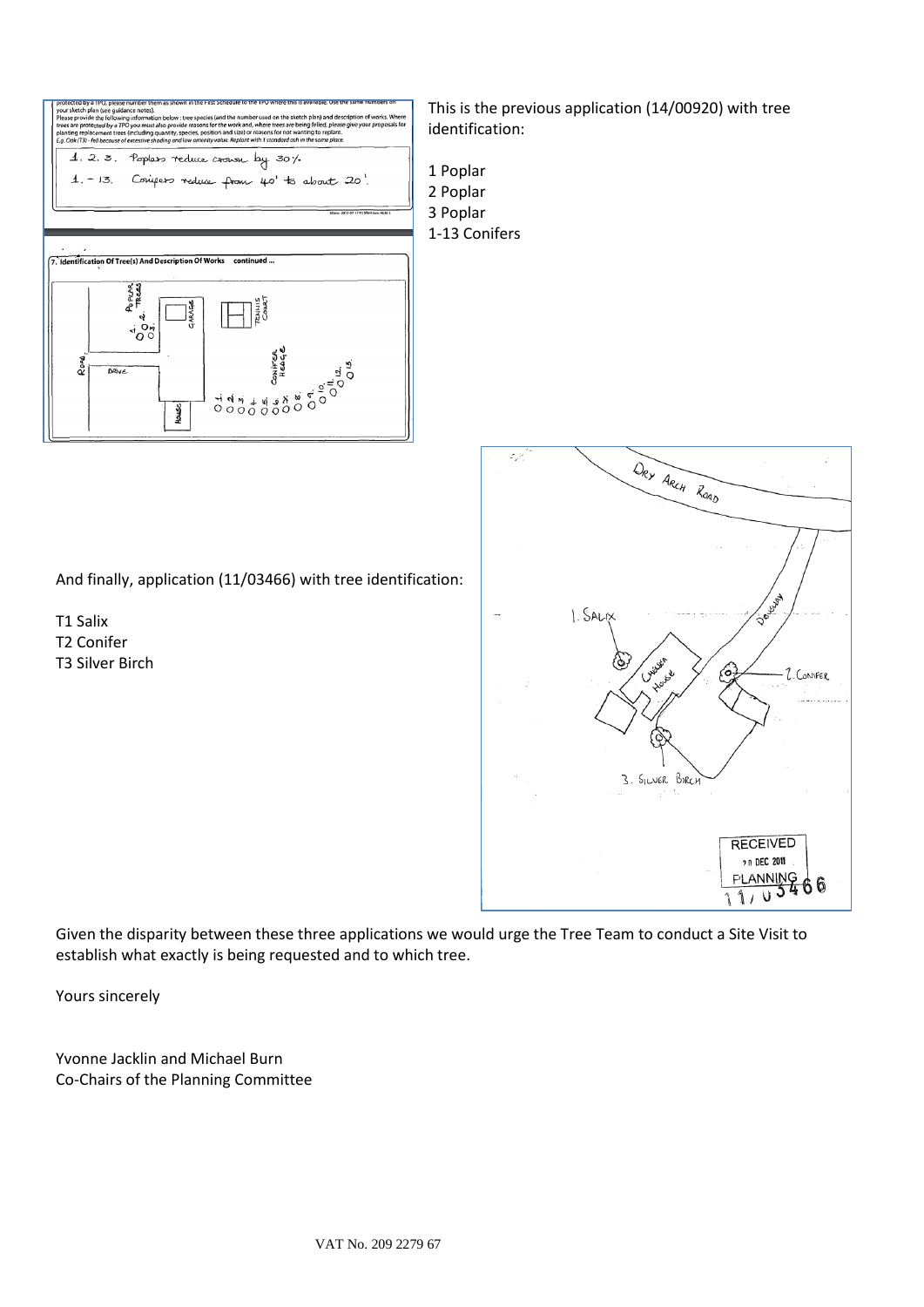This is the previous application (14/00920) with tree identification:

1 Poplar
2 Poplar
3 Poplar
1-13 Conifers

And finally, application (11/03466) with tree identification:

T1 Salix
T2 Conifer
T3 Silver Birch

Given the disparity between these three applications we would urge the Tree Team to conduct a Site Visit to establish what exactly is being requested and to which tree.

Yours sincerely

Yvonne Jacklin and Michael Burn
Co-Chairs of the Planning Committee

VAT No. 209 2279 67